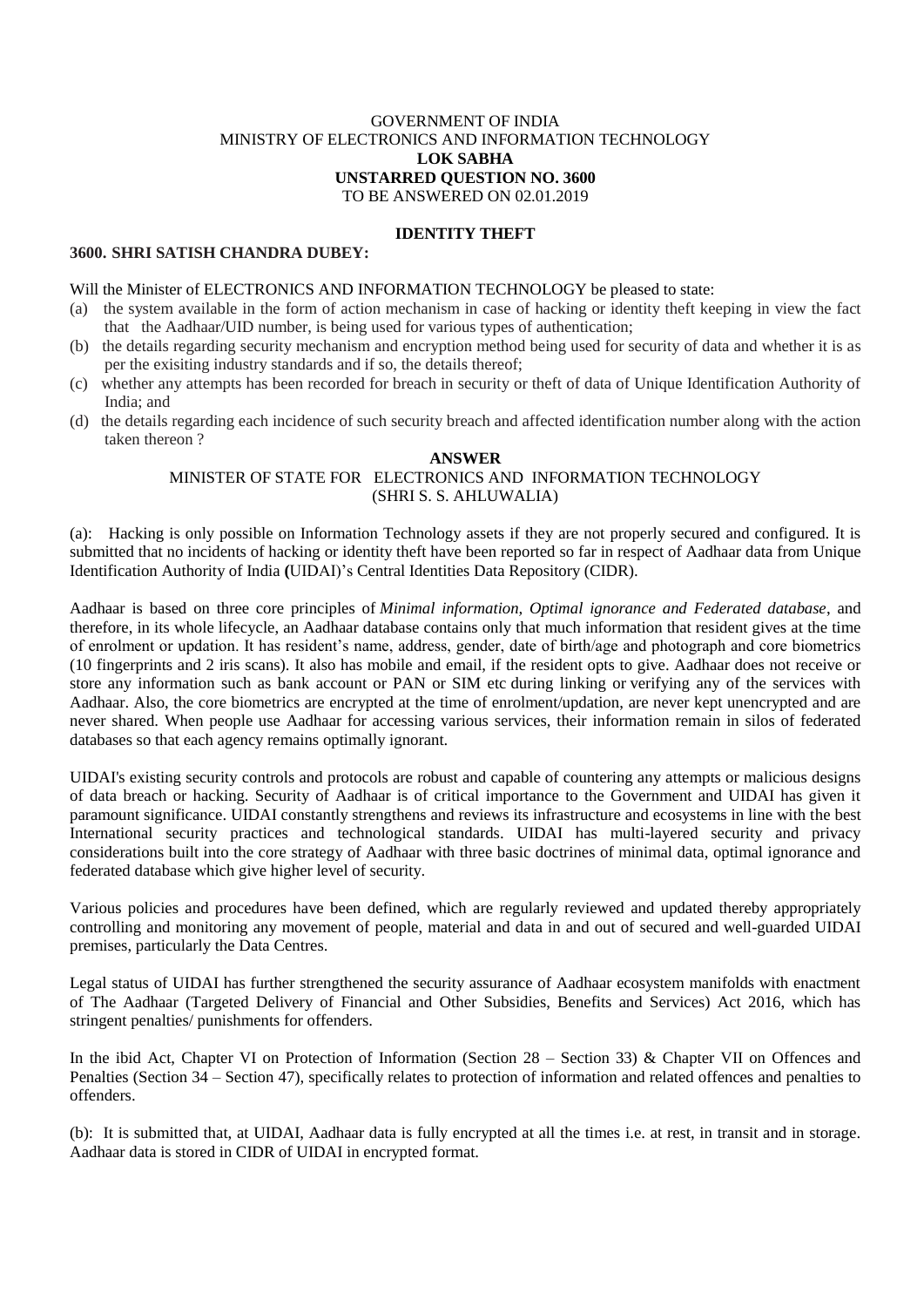GOVERNMENT OF INDIA
MINISTRY OF ELECTRONICS AND INFORMATION TECHNOLOGY
**LOK SABHA**
**UNSTARRED QUESTION NO. 3600**
TO BE ANSWERED ON 02.01.2019

**IDENTITY THEFT**

**3600. SHRI SATISH CHANDRA DUBEY:**

Will the Minister of ELECTRONICS AND INFORMATION TECHNOLOGY be pleased to state:

(a) the system available in the form of action mechanism in case of hacking or identity theft keeping in view the fact that the Aadhaar/UID number, is being used for various types of authentication;

(b) the details regarding security mechanism and encryption method being used for security of data and whether it is as per the exisiting industry standards and if so, the details thereof;

(c) whether any attempts has been recorded for breach in security or theft of data of Unique Identification Authority of India; and

(d) the details regarding each incidence of such security breach and affected identification number along with the action taken thereon ?

**ANSWER**

MINISTER OF STATE FOR ELECTRONICS AND INFORMATION TECHNOLOGY
(SHRI S. S. AHLUWALIA)

(a): Hacking is only possible on Information Technology assets if they are not properly secured and configured. It is submitted that no incidents of hacking or identity theft have been reported so far in respect of Aadhaar data from Unique Identification Authority of India **(**UIDAI)'s Central Identities Data Repository (CIDR).

Aadhaar is based on three core principles of *Minimal information, Optimal ignorance and Federated database*, and therefore, in its whole lifecycle, an Aadhaar database contains only that much information that resident gives at the time of enrolment or updation. It has resident's name, address, gender, date of birth/age and photograph and core biometrics (10 fingerprints and 2 iris scans). It also has mobile and email, if the resident opts to give. Aadhaar does not receive or store any information such as bank account or PAN or SIM etc during linking or verifying any of the services with Aadhaar. Also, the core biometrics are encrypted at the time of enrolment/updation, are never kept unencrypted and are never shared. When people use Aadhaar for accessing various services, their information remain in silos of federated databases so that each agency remains optimally ignorant.

UIDAI's existing security controls and protocols are robust and capable of countering any attempts or malicious designs of data breach or hacking. Security of Aadhaar is of critical importance to the Government and UIDAI has given it paramount significance. UIDAI constantly strengthens and reviews its infrastructure and ecosystems in line with the best International security practices and technological standards. UIDAI has multi-layered security and privacy considerations built into the core strategy of Aadhaar with three basic doctrines of minimal data, optimal ignorance and federated database which give higher level of security.

Various policies and procedures have been defined, which are regularly reviewed and updated thereby appropriately controlling and monitoring any movement of people, material and data in and out of secured and well-guarded UIDAI premises, particularly the Data Centres.

Legal status of UIDAI has further strengthened the security assurance of Aadhaar ecosystem manifolds with enactment of The Aadhaar (Targeted Delivery of Financial and Other Subsidies, Benefits and Services) Act 2016, which has stringent penalties/ punishments for offenders.

In the ibid Act, Chapter VI on Protection of Information (Section 28 – Section 33) & Chapter VII on Offences and Penalties (Section 34 – Section 47), specifically relates to protection of information and related offences and penalties to offenders.

(b): It is submitted that, at UIDAI, Aadhaar data is fully encrypted at all the times i.e. at rest, in transit and in storage. Aadhaar data is stored in CIDR of UIDAI in encrypted format.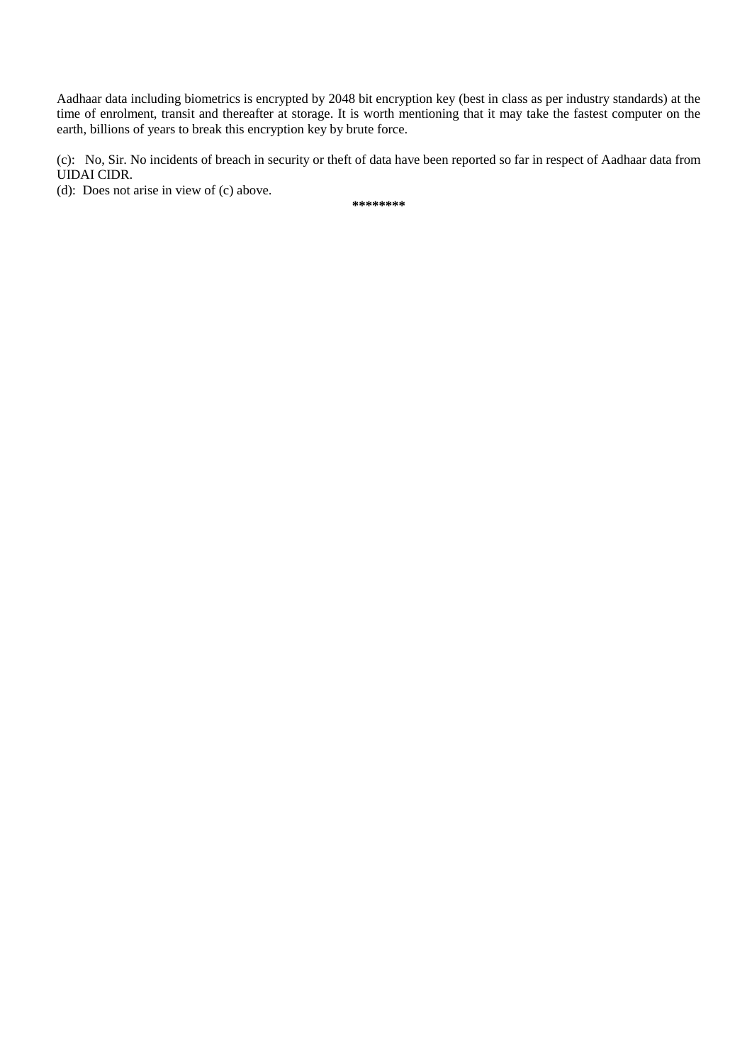Aadhaar data including biometrics is encrypted by 2048 bit encryption key (best in class as per industry standards) at the time of enrolment, transit and thereafter at storage. It is worth mentioning that it may take the fastest computer on the earth, billions of years to break this encryption key by brute force.

(c): No, Sir. No incidents of breach in security or theft of data have been reported so far in respect of Aadhaar data from UIDAI CIDR.

(d): Does not arise in view of (c) above.

********